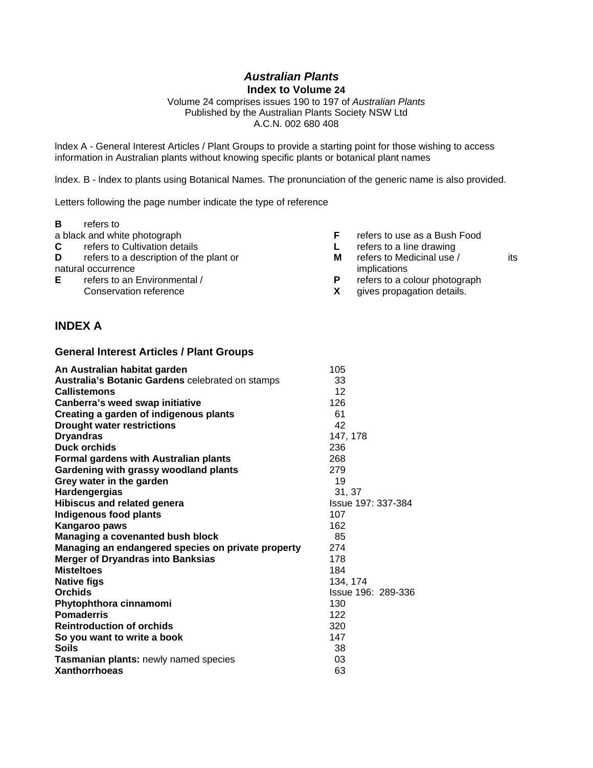# *Australian Plants*

## Index to Volume 24

Volume 24 comprises issues 190 to 197 of *Australian Plants*
Published by the Australian Plants Society NSW Ltd
A.C.N. 002 680 408

lndex A - General Interest Articles / Plant Groups to provide a starting point for those wishing to access information in Australian plants without knowing specific plants or botanical plant names

lndex. B - lndex to plants using Botanical Names. The pronunciation of the generic name is also provided.

Letters following the page number indicate the type of reference

- **B** refers to a black and white photograph
- **C** refers to Cultivation details
- **D** refers to a description of the plant or natural occurrence
- **E** refers to an Environmental / Conservation reference
- **F** refers to use as a Bush Food
- **L** refers to a line drawing
- **M** refers to Medicinal use / its implications
- **P** refers to a colour photograph
- **X** gives propagation details.

## INDEX A

### General lnterest Articles / Plant Groups

| | |
|---|---|
| **An Australian habitat garden** | 105 |
| **Australia's Botanic Gardens** celebrated on stamps | 33 |
| **Callistemons** | 12 |
| **Canberra's weed swap initiative** | 126 |
| **Creating a garden of indigenous plants** | 61 |
| **Drought water restrictions** | 42 |
| **Dryandras** | 147, 178 |
| **Duck orchids** | 236 |
| **Formal gardens with Australian plants** | 268 |
| **Gardening with grassy woodland plants** | 279 |
| **Grey water in the garden** | 19 |
| **Hardengergias** | 31, 37 |
| **Hibiscus and related genera** | Issue 197: 337-384 |
| **Indigenous food plants** | 107 |
| **Kangaroo paws** | 162 |
| **Managing a covenanted bush block** | 85 |
| **Managing an endangered species on private property** | 274 |
| **Merger of Dryandras into Banksias** | 178 |
| **Misteltoes** | 184 |
| **Native figs** | 134, 174 |
| **Orchids** | Issue 196: 289-336 |
| **Phytophthora cinnamomi** | 130 |
| **Pomaderris** | 122 |
| **Reintroduction of orchids** | 320 |
| **So you want to write a book** | 147 |
| **Soils** | 38 |
| **Tasmanian plants:** newly named species | 03 |
| **Xanthorrhoeas** | 63 |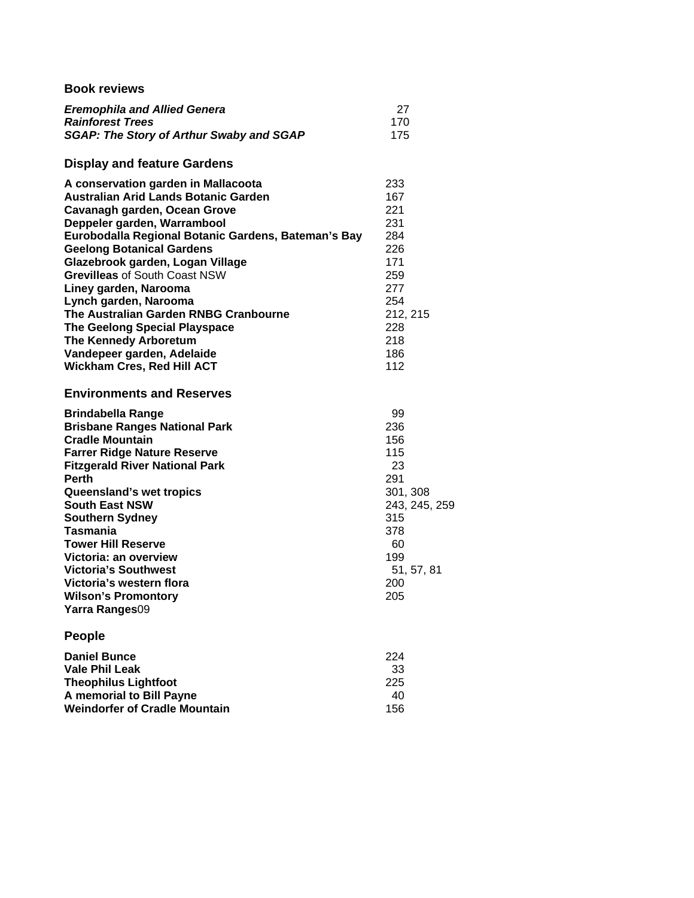## Book reviews

| | |
|---|---|
| ***Eremophila and Allied Genera*** | 27 |
| ***Rainforest Trees*** | 170 |
| ***SGAP: The Story of Arthur Swaby and SGAP*** | 175 |

## Display and feature Gardens

| | |
|---|---|
| **A conservation garden in Mallacoota** | 233 |
| **Australian Arid Lands Botanic Garden** | 167 |
| **Cavanagh garden, Ocean Grove** | 221 |
| **Deppeler garden, Warrambool** | 231 |
| **Eurobodalla Regional Botanic Gardens, Bateman's Bay** | 284 |
| **Geelong Botanical Gardens** | 226 |
| **Glazebrook garden, Logan Village** | 171 |
| **Grevilleas** of South Coast NSW | 259 |
| **Liney garden, Narooma** | 277 |
| **Lynch garden, Narooma** | 254 |
| **The Australian Garden RNBG Cranbourne** | 212, 215 |
| **The Geelong Special Playspace** | 228 |
| **The Kennedy Arboretum** | 218 |
| **Vandepeer garden, Adelaide** | 186 |
| **Wickham Cres, Red Hill ACT** | 112 |

## Environments and Reserves

| | |
|---|---|
| **Brindabella Range** | 99 |
| **Brisbane Ranges National Park** | 236 |
| **Cradle Mountain** | 156 |
| **Farrer Ridge Nature Reserve** | 115 |
| **Fitzgerald River National Park** | 23 |
| **Perth** | 291 |
| **Queensland's wet tropics** | 301, 308 |
| **South East NSW** | 243, 245, 259 |
| **Southern Sydney** | 315 |
| **Tasmania** | 378 |
| **Tower Hill Reserve** | 60 |
| **Victoria: an overview** | 199 |
| **Victoria's Southwest** | 51, 57, 81 |
| **Victoria's western flora** | 200 |
| **Wilson's Promontory** | 205 |
| **Yarra Ranges**09 | |

## People

| | |
|---|---|
| **Daniel Bunce** | 224 |
| **Vale Phil Leak** | 33 |
| **Theophilus Lightfoot** | 225 |
| **A memorial to Bill Payne** | 40 |
| **Weindorfer of Cradle Mountain** | 156 |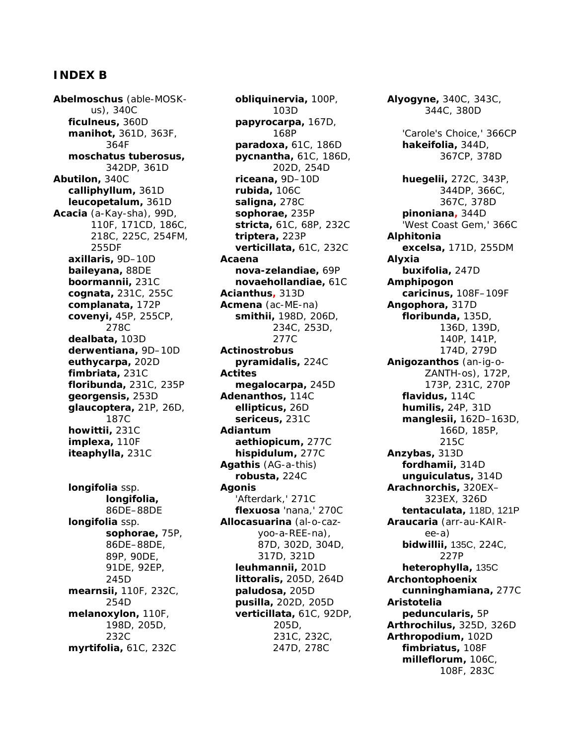## INDEX B

**Abelmoschus** (able-MOSK-us), 340C
- **ficulneus,** 360D
- **manihot,** 361D, 363F, 364F
- **moschatus tuberosus,** 342DP, 361D

**Abutilon,** 340C
- **calliphyllum,** 361D
- **leucopetalum,** 361D

**Acacia** (a-Kay-sha), 99D, 110F, 171CD, 186C, 218C, 225C, 254FM, 255DF
- **axillaris,** 9D–10D
- **baileyana,** 88DE
- **boormannii,** 231C
- **cognata,** 231C, 255C
- **complanata,** 172P
- **covenyi,** 45P, 255CP, 278C
- **dealbata,** 103D
- **derwentiana,** 9D–10D
- **euthycarpa,** 202D
- **fimbriata,** 231C
- **floribunda,** 231C, 235P
- **georgensis,** 253D
- **glaucoptera,** 21P, 26D, 187C
- **howittii,** 231C
- **implexa,** 110F
- **iteaphylla,** 231C
- **longifolia** ssp. **longifolia,** 86DE–88DE
- **longifolia** ssp. **sophorae,** 75P, 86DE–88DE, 89P, 90DE, 91DE, 92EP, 245D
- **mearnsii,** 110F, 232C, 254D
- **melanoxylon,** 110F, 198D, 205D, 232C
- **myrtifolia,** 61C, 232C
- **obliquinervia,** 100P, 103D
- **papyrocarpa,** 167D, 168P
- **paradoxa,** 61C, 186D
- **pycnantha,** 61C, 186D, 202D, 254D
- **riceana,** 9D–10D
- **rubida,** 106C
- **saligna,** 278C
- **sophorae,** 235P
- **stricta,** 61C, 68P, 232C
- **triptera,** 223P
- **verticillata,** 61C, 232C

**Acaena**
- **nova-zelandiae,** 69P
- **novaehollandiae,** 61C

**Acianthus,** 313D

**Acmena** (ac-ME-na)
- **smithii,** 198D, 206D, 234C, 253D, 277C

**Actinostrobus**
- **pyramidalis,** 224C

**Actites**
- **megalocarpa,** 245D

**Adenanthos,** 114C
- **ellipticus,** 26D
- **sericeus,** 231C

**Adiantum**
- **aethiopicum,** 277C
- **hispidulum,** 277C

**Agathis** (AG-a-this)
- **robusta,** 224C

**Agonis**
- 'Afterdark,' 271C
- **flexuosa** 'nana,' 270C

**Allocasuarina** (al-o-caz-yoo-a-REE-na), 87D, 302D, 304D, 317D, 321D
- **leuhmannii,** 201D
- **littoralis,** 205D, 264D
- **paludosa,** 205D
- **pusilla,** 202D, 205D
- **verticillata,** 61C, 92DP, 205D, 231C, 232C, 247D, 278C

**Alyogyne,** 340C, 343C, 344C, 380D
- 'Carole's Choice,' 366CP
- **hakeifolia,** 344D, 367CP, 378D
- **huegelii,** 272C, 343P, 344DP, 366C, 367C, 378D
- **pinoniana,** 344D
- 'West Coast Gem,' 366C

**Alphitonia**
- **excelsa,** 171D, 255DM

**Alyxia**
- **buxifolia,** 247D

**Amphipogon**
- **caricinus,** 108F–109F

**Angophora,** 317D
- **floribunda,** 135D, 136D, 139D, 140P, 141P, 174D, 279D

**Anigozanthos** (an-ig-o-ZANTH-os), 172P, 173P, 231C, 270P
- **flavidus,** 114C
- **humilis,** 24P, 31D
- **manglesii,** 162D–163D, 166D, 185P, 215C

**Anzybas,** 313D
- **fordhamii,** 314D
- **unguiculatus,** 314D

**Arachnorchis,** 320EX–323EX, 326D
- **tentaculata,** 118D, 121P

**Araucaria** (arr-au-KAIR-ee-a)
- **bidwillii,** 135C, 224C, 227P
- **heterophylla,** 135C

**Archontophoenix**
- **cunninghamiana,** 277C

**Aristotelia**
- **peduncularis,** 5P

**Arthrochilus,** 325D, 326D

**Arthropodium,** 102D
- **fimbriatus,** 108F
- **milleflorum,** 106C, 108F, 283C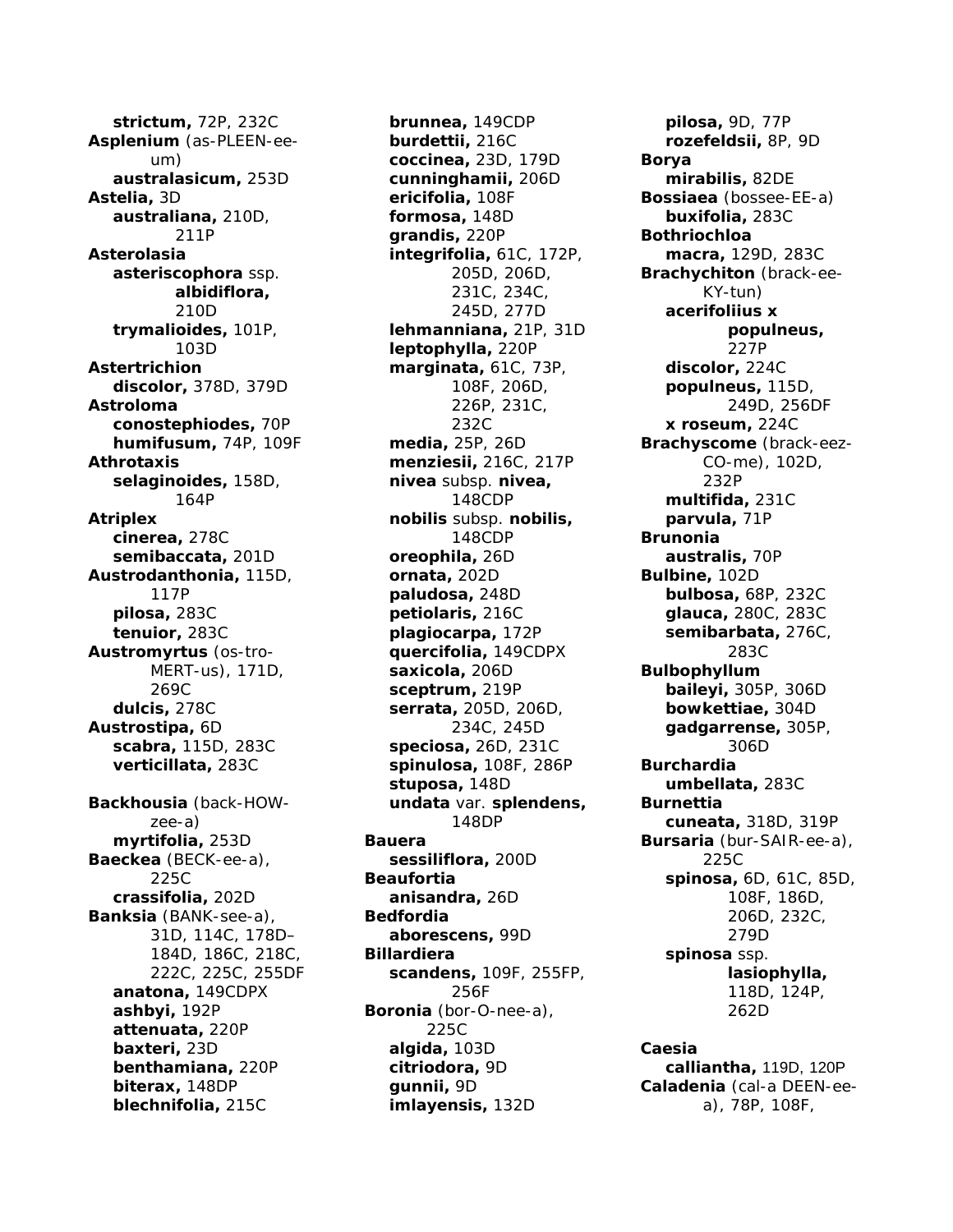**strictum,** 72P, 232C
**Asplenium** (as-PLEEN-ee-um)
**australasicum,** 253D
**Astelia,** 3D
**australiana,** 210D, 211P
**Asterolasia**
**asteriscophora** ssp. **albidiflora,** 210D
**trymalioides,** 101P, 103D
**Astertrichion**
**discolor,** 378D, 379D
**Astroloma**
**conostephiodes,** 70P
**humifusum,** 74P, 109F
**Athrotaxis**
**selaginoides,** 158D, 164P
**Atriplex**
**cinerea,** 278C
**semibaccata,** 201D
**Austrodanthonia,** 115D, 117P
**pilosa,** 283C
**tenuior,** 283C
**Austromyrtus** (os-tro-MERT-us), 171D, 269C
**dulcis,** 278C
**Austrostipa,** 6D
**scabra,** 115D, 283C
**verticillata,** 283C

**Backhousia** (back-HOW-zee-a)
**myrtifolia,** 253D
**Baeckea** (BECK-ee-a), 225C
**crassifolia,** 202D
**Banksia** (BANK-see-a), 31D, 114C, 178D–184D, 186C, 218C, 222C, 225C, 255DF
**anatona,** 149CDPX
**ashbyi,** 192P
**attenuata,** 220P
**baxteri,** 23D
**benthamiana,** 220P
**biterax,** 148DP
**blechnifolia,** 215C
**brunnea,** 149CDP
**burdettii,** 216C
**coccinea,** 23D, 179D
**cunninghamii,** 206D
**ericifolia,** 108F
**formosa,** 148D
**grandis,** 220P
**integrifolia,** 61C, 172P, 205D, 206D, 231C, 234C, 245D, 277D
**lehmanniana,** 21P, 31D
**leptophylla,** 220P
**marginata,** 61C, 73P, 108F, 206D, 226P, 231C, 232C
**media,** 25P, 26D
**menziesii,** 216C, 217P
**nivea** subsp. **nivea,** 148CDP
**nobilis** subsp. **nobilis,** 148CDP
**oreophila,** 26D
**ornata,** 202D
**paludosa,** 248D
**petiolaris,** 216C
**plagiocarpa,** 172P
**quercifolia,** 149CDPX
**saxicola,** 206D
**sceptrum,** 219P
**serrata,** 205D, 206D, 234C, 245D
**speciosa,** 26D, 231C
**spinulosa,** 108F, 286P
**stuposa,** 148D
**undata** var. **splendens,** 148DP
**Bauera**
**sessiliflora,** 200D
**Beaufortia**
**anisandra,** 26D
**Bedfordia**
**aborescens,** 99D
**Billardiera**
**scandens,** 109F, 255FP, 256F
**Boronia** (bor-O-nee-a), 225C
**algida,** 103D
**citriodora,** 9D
**gunnii,** 9D
**imlayensis,** 132D
**pilosa,** 9D, 77P
**rozefeldsii,** 8P, 9D
**Borya**
**mirabilis,** 82DE
**Bossiaea** (bossee-EE-a)
**buxifolia,** 283C
**Bothriochloa**
**macra,** 129D, 283C
**Brachychiton** (brack-ee-KY-tun)
**acerifoliius x populneus,** 227P
**discolor,** 224C
**populneus,** 115D, 249D, 256DF
**x roseum,** 224C
**Brachyscome** (brack-eez-CO-me), 102D, 232P
**multifida,** 231C
**parvula,** 71P
**Brunonia**
**australis,** 70P
**Bulbine,** 102D
**bulbosa,** 68P, 232C
**glauca,** 280C, 283C
**semibarbata,** 276C, 283C
**Bulbophyllum**
**baileyi,** 305P, 306D
**bowkettiae,** 304D
**gadgarrense,** 305P, 306D
**Burchardia**
**umbellata,** 283C
**Burnettia**
**cuneata,** 318D, 319P
**Bursaria** (bur-SAIR-ee-a), 225C
**spinosa,** 6D, 61C, 85D, 108F, 186D, 206D, 232C, 279D
**spinosa** ssp. **lasiophylla,** 118D, 124P, 262D

**Caesia**
**calliantha,** 119D, 120P
**Caladenia** (cal-a DEEN-ee-a), 78P, 108F,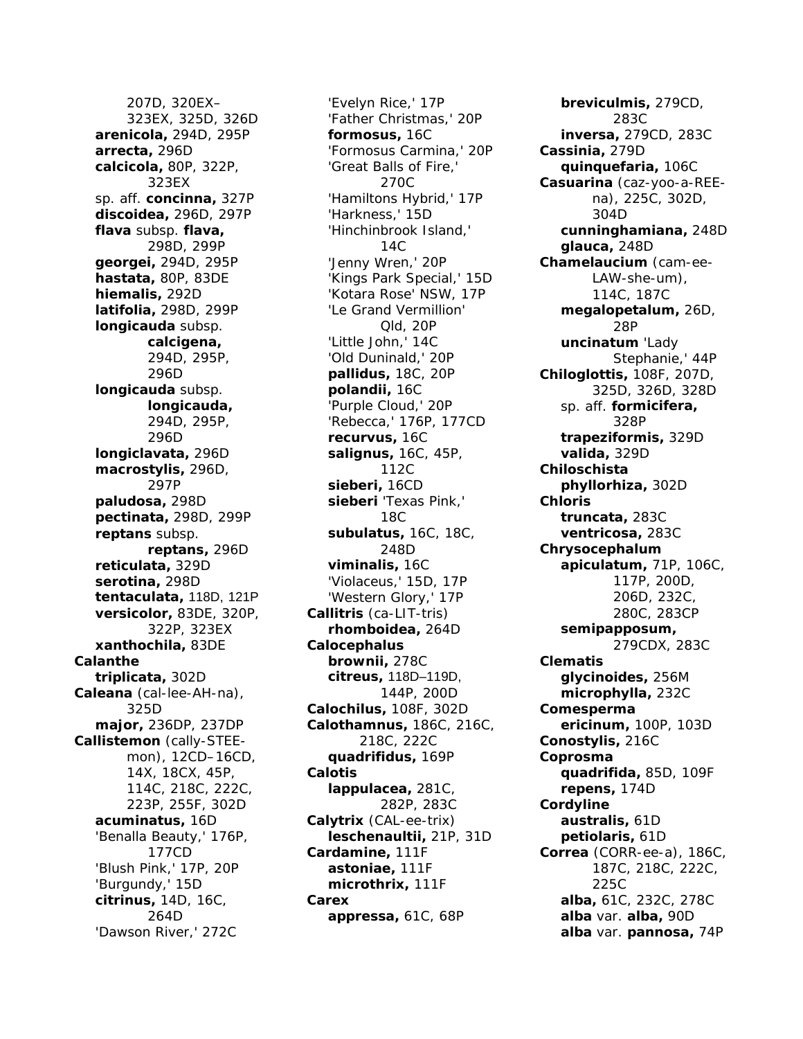207D, 320EX–323EX, 325D, 326D
**arenicola,** 294D, 295P
**arrecta,** 296D
**calcicola,** 80P, 322P, 323EX
sp. aff. **concinna,** 327P
**discoidea,** 296D, 297P
**flava** subsp. **flava,** 298D, 299P
**georgei,** 294D, 295P
**hastata,** 80P, 83DE
**hiemalis,** 292D
**latifolia,** 298D, 299P
**longicauda** subsp. **calcigena,** 294D, 295P, 296D
**longicauda** subsp. **longicauda,** 294D, 295P, 296D
**longiclavata,** 296D
**macrostylis,** 296D, 297P
**paludosa,** 298D
**pectinata,** 298D, 299P
**reptans** subsp. **reptans,** 296D
**reticulata,** 329D
**serotina,** 298D
**tentaculata,** 118D, 121P
**versicolor,** 83DE, 320P, 322P, 323EX
**xanthochila,** 83DE

**Calanthe**
**triplicata,** 302D

**Caleana** (cal-lee-AH-na), 325D
**major,** 236DP, 237DP

**Callistemon** (cally-STEE-mon), 12CD–16CD, 14X, 18CX, 45P, 114C, 218C, 222C, 223P, 255F, 302D
**acuminatus,** 16D
'Benalla Beauty,' 176P, 177CD
'Blush Pink,' 17P, 20P
'Burgundy,' 15D
**citrinus,** 14D, 16C, 264D
'Dawson River,' 272C
'Evelyn Rice,' 17P
'Father Christmas,' 20P
**formosus,** 16C
'Formosus Carmina,' 20P
'Great Balls of Fire,' 270C
'Hamiltons Hybrid,' 17P
'Harkness,' 15D
'Hinchinbrook Island,' 14C
'Jenny Wren,' 20P
'Kings Park Special,' 15D
'Kotara Rose' NSW, 17P
'Le Grand Vermillion' Qld, 20P
'Little John,' 14C
'Old Duninald,' 20P
**pallidus,** 18C, 20P
**polandii,** 16C
'Purple Cloud,' 20P
'Rebecca,' 176P, 177CD
**recurvus,** 16C
**salignus,** 16C, 45P, 112C
**sieberi,** 16CD
**sieberi** 'Texas Pink,' 18C
**subulatus,** 16C, 18C, 248D
**viminalis,** 16C
'Violaceus,' 15D, 17P
'Western Glory,' 17P

**Callitris** (ca-LIT-tris)
**rhomboidea,** 264D

**Calocephalus**
**brownii,** 278C
**citreus,** 118D–119D, 144P, 200D

**Calochilus,** 108F, 302D

**Calothamnus,** 186C, 216C, 218C, 222C
**quadrifidus,** 169P

**Calotis**
**lappulacea,** 281C, 282P, 283C

**Calytrix** (CAL-ee-trix)
**leschenaultii,** 21P, 31D

**Cardamine,** 111F
**astoniae,** 111F
**microthrix,** 111F

**Carex**
**appressa,** 61C, 68P
**breviculmis,** 279CD, 283C
**inversa,** 279CD, 283C

**Cassinia,** 279D
**quinquefaria,** 106C

**Casuarina** (caz-yoo-a-REE-na), 225C, 302D, 304D
**cunninghamiana,** 248D
**glauca,** 248D

**Chamelaucium** (cam-ee-LAW-she-um), 114C, 187C
**megalopetalum,** 26D, 28P
**uncinatum** 'Lady Stephanie,' 44P

**Chiloglottis,** 108F, 207D, 325D, 326D, 328D
sp. aff. **formicifera,** 328P
**trapeziformis,** 329D
**valida,** 329D

**Chiloschista**
**phyllorhiza,** 302D

**Chloris**
**truncata,** 283C
**ventricosa,** 283C

**Chrysocephalum**
**apiculatum,** 71P, 106C, 117P, 200D, 206D, 232C, 280C, 283CP
**semipapposum,** 279CDX, 283C

**Clematis**
**glycinoides,** 256M
**microphylla,** 232C

**Comesperma**
**ericinum,** 100P, 103D

**Conostylis,** 216C

**Coprosma**
**quadrifida,** 85D, 109F
**repens,** 174D

**Cordyline**
**australis,** 61D
**petiolaris,** 61D

**Correa** (CORR-ee-a), 186C, 187C, 218C, 222C, 225C
**alba,** 61C, 232C, 278C
**alba** var. **alba,** 90D
**alba** var. **pannosa,** 74P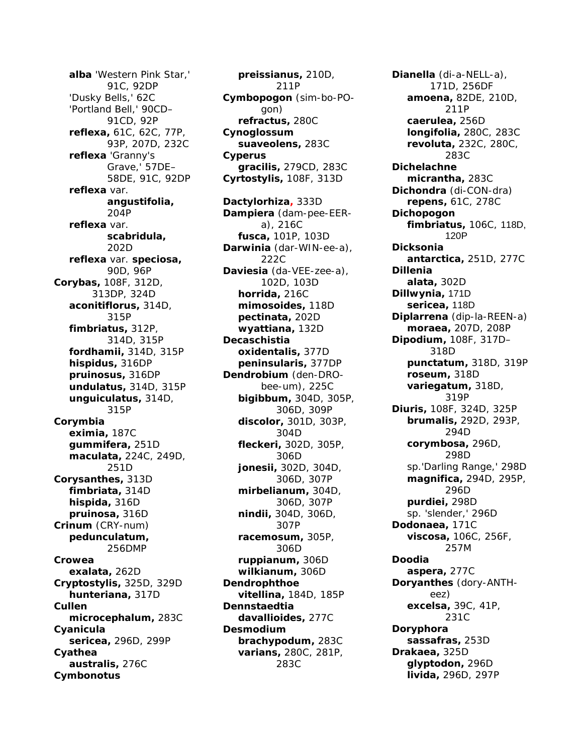**alba** 'Western Pink Star,' 91C, 92DP
'Dusky Bells,' 62C
'Portland Bell,' 90CD–91CD, 92P
**reflexa,** 61C, 62C, 77P, 93P, 207D, 232C
**reflexa** 'Granny's Grave,' 57DE–58DE, 91C, 92DP
**reflexa** var. **angustifolia,** 204P
**reflexa** var. **scabridula,** 202D
**reflexa** var. **speciosa,** 90D, 96P

**Corybas,** 108F, 312D, 313DP, 324D
**aconitiflorus,** 314D, 315P
**fimbriatus,** 312P, 314D, 315P
**fordhamii,** 314D, 315P
**hispidus,** 316DP
**pruinosus,** 316DP
**undulatus,** 314D, 315P
**unguiculatus,** 314D, 315P

**Corymbia**
**eximia,** 187C
**gummifera,** 251D
**maculata,** 224C, 249D, 251D

**Corysanthes,** 313D
**fimbriata,** 314D
**hispida,** 316D
**pruinosa,** 316D

**Crinum** (CRY-num)
**pedunculatum,** 256DMP

**Crowea**
**exalata,** 262D

**Cryptostylis,** 325D, 329D
**hunteriana,** 317D

**Cullen**
**microcephalum,** 283C

**Cyanicula**
**sericea,** 296D, 299P

**Cyathea**
**australis,** 276C

**Cymbonotus**
**preissianus,** 210D, 211P

**Cymbopogon** (sim-bo-PO-gon)
**refractus,** 280C

**Cynoglossum**
**suaveolens,** 283C

**Cyperus**
**gracilis,** 279CD, 283C

**Cyrtostylis,** 108F, 313D

**Dactylorhiza,** 333D

**Dampiera** (dam-pee-EER-a), 216C
**fusca,** 101P, 103D

**Darwinia** (dar-WIN-ee-a), 222C

**Daviesia** (da-VEE-zee-a), 102D, 103D
**horrida,** 216C
**mimosoides,** 118D
**pectinata,** 202D
**wyattiana,** 132D

**Decaschistia**
**oxidentalis,** 377D
**peninsularis,** 377DP

**Dendrobium** (den-DRO-bee-um), 225C
**bigibbum,** 304D, 305P, 306D, 309P
**discolor,** 301D, 303P, 304D
**fleckeri,** 302D, 305P, 306D
**jonesii,** 302D, 304D, 306D, 307P
**mirbelianum,** 304D, 306D, 307P
**nindii,** 304D, 306D, 307P
**racemosum,** 305P, 306D
**ruppianum,** 306D
**wilkianum,** 306D

**Dendrophthoe**
**vitellina,** 184D, 185P

**Dennstaedtia**
**davallioides,** 277C

**Desmodium**
**brachypodum,** 283C
**varians,** 280C, 281P, 283C

**Dianella** (di-a-NELL-a), 171D, 256DF
**amoena,** 82DE, 210D, 211P
**caerulea,** 256D
**longifolia,** 280C, 283C
**revoluta,** 232C, 280C, 283C

**Dichelachne**
**micrantha,** 283C

**Dichondra** (di-CON-dra)
**repens,** 61C, 278C

**Dichopogon**
**fimbriatus,** 106C, 118D, 120P

**Dicksonia**
**antarctica,** 251D, 277C

**Dillenia**
**alata,** 302D

**Dillwynia,** 171D
**sericea,** 118D

**Diplarrena** (dip-la-REEN-a)
**moraea,** 207D, 208P

**Dipodium,** 108F, 317D–318D
**punctatum,** 318D, 319P
**roseum,** 318D
**variegatum,** 318D, 319P

**Diuris,** 108F, 324D, 325P
**brumalis,** 292D, 293P, 294D
**corymbosa,** 296D, 298D
sp.'Darling Range,' 298D
**magnifica,** 294D, 295P, 296D
**purdiei,** 298D
sp. 'slender,' 296D

**Dodonaea,** 171C
**viscosa,** 106C, 256F, 257M

**Doodia**
**aspera,** 277C

**Doryanthes** (dory-ANTH-eez)
**excelsa,** 39C, 41P, 231C

**Doryphora**
**sassafras,** 253D

**Drakaea,** 325D
**glyptodon,** 296D
**livida,** 296D, 297P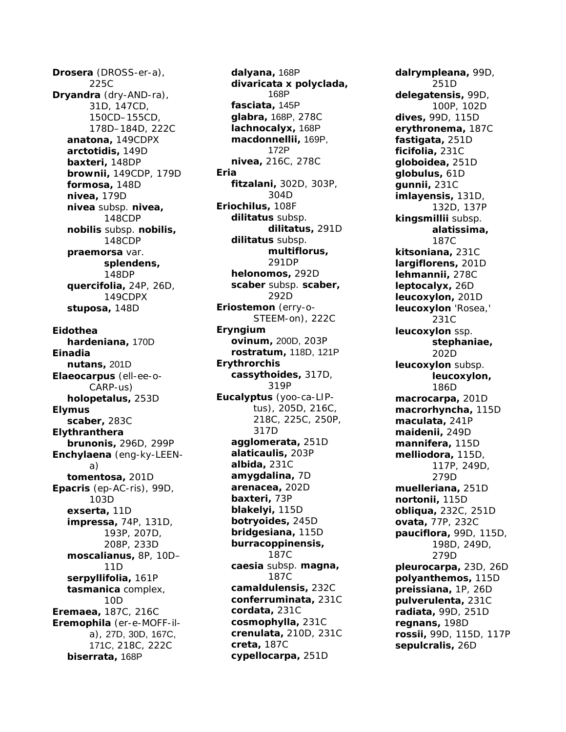**Drosera** (DROSS-er-a), 225C
**Dryandra** (dry-AND-ra), 31D, 147CD, 150CD–155CD, 178D–184D, 222C
- **anatona,** 149CDPX
- **arctotidis,** 149D
- **baxteri,** 148DP
- **brownii,** 149CDP, 179D
- **formosa,** 148D
- **nivea,** 179D
- **nivea** subsp. **nivea,** 148CDP
- **nobilis** subsp. **nobilis,** 148CDP
- **praemorsa** var. **splendens,** 148DP
- **quercifolia,** 24P, 26D, 149CDPX
- **stuposa,** 148D

**Eidothea**
- **hardeniana,** 170D

**Einadia**
- **nutans,** 201D

**Elaeocarpus** (ell-ee-o-CARP-us)
- **holopetalus,** 253D

**Elymus**
- **scaber,** 283C

**Elythranthera**
- **brunonis,** 296D, 299P

**Enchylaena** (eng-ky-LEEN-a)
- **tomentosa,** 201D

**Epacris** (ep-AC-ris), 99D, 103D
- **exserta,** 11D
- **impressa,** 74P, 131D, 193P, 207D, 208P, 233D
- **moscalianus,** 8P, 10D–11D
- **serpyllifolia,** 161P
- **tasmanica** complex, 10D

**Eremaea,** 187C, 216C
**Eremophila** (er-e-MOFF-il-a), 27D, 30D, 167C, 171C, 218C, 222C
- **biserrata,** 168P
- **dalyana,** 168P
- **divaricata x polyclada,** 168P
- **fasciata,** 145P
- **glabra,** 168P, 278C
- **lachnocalyx,** 168P
- **macdonnellii,** 169P, 172P
- **nivea,** 216C, 278C

**Eria**
- **fitzalani,** 302D, 303P, 304D

**Eriochilus,** 108F
- **dilitatus** subsp. **dilitatus,** 291D
- **dilitatus** subsp. **multiflorus,** 291DP
- **helonomos,** 292D
- **scaber** subsp. **scaber,** 292D

**Eriostemon** (erry-o-STEEM-on), 222C
**Eryngium**
- **ovinum,** 200D, 203P
- **rostratum,** 118D, 121P

**Erythrorchis**
- **cassythoides,** 317D, 319P

**Eucalyptus** (yoo-ca-LIP-tus), 205D, 216C, 218C, 225C, 250P, 317D
- **agglomerata,** 251D
- **alaticaulis,** 203P
- **albida,** 231C
- **amygdalina,** 7D
- **arenacea,** 202D
- **baxteri,** 73P
- **blakelyi,** 115D
- **botryoides,** 245D
- **bridgesiana,** 115D
- **burracoppinensis,** 187C
- **caesia** subsp. **magna,** 187C
- **camaldulensis,** 232C
- **conferruminata,** 231C
- **cordata,** 231C
- **cosmophylla,** 231C
- **crenulata,** 210D, 231C
- **creta,** 187C
- **cypellocarpa,** 251D
- **dalrympleana,** 99D, 251D
- **delegatensis,** 99D, 100P, 102D
- **dives,** 99D, 115D
- **erythronema,** 187C
- **fastigata,** 251D
- **ficifolia,** 231C
- **globoidea,** 251D
- **globulus,** 61D
- **gunnii,** 231C
- **imlayensis,** 131D, 132D, 137P
- **kingsmillii** subsp. **alatissima,** 187C
- **kitsoniana,** 231C
- **largiflorens,** 201D
- **lehmannii,** 278C
- **leptocalyx,** 26D
- **leucoxylon,** 201D
- **leucoxylon** 'Rosea,' 231C
- **leucoxylon** ssp. **stephaniae,** 202D
- **leucoxylon** subsp. **leucoxylon,** 186D
- **macrocarpa,** 201D
- **macrorhyncha,** 115D
- **maculata,** 241P
- **maidenii,** 249D
- **mannifera,** 115D
- **melliodora,** 115D, 117P, 249D, 279D
- **muelleriana,** 251D
- **nortonii,** 115D
- **obliqua,** 232C, 251D
- **ovata,** 77P, 232C
- **pauciflora,** 99D, 115D, 198D, 249D, 279D
- **pleurocarpa,** 23D, 26D
- **polyanthemos,** 115D
- **preissiana,** 1P, 26D
- **pulverulenta,** 231C
- **radiata,** 99D, 251D
- **regnans,** 198D
- **rossii,** 99D, 115D, 117P
- **sepulcralis,** 26D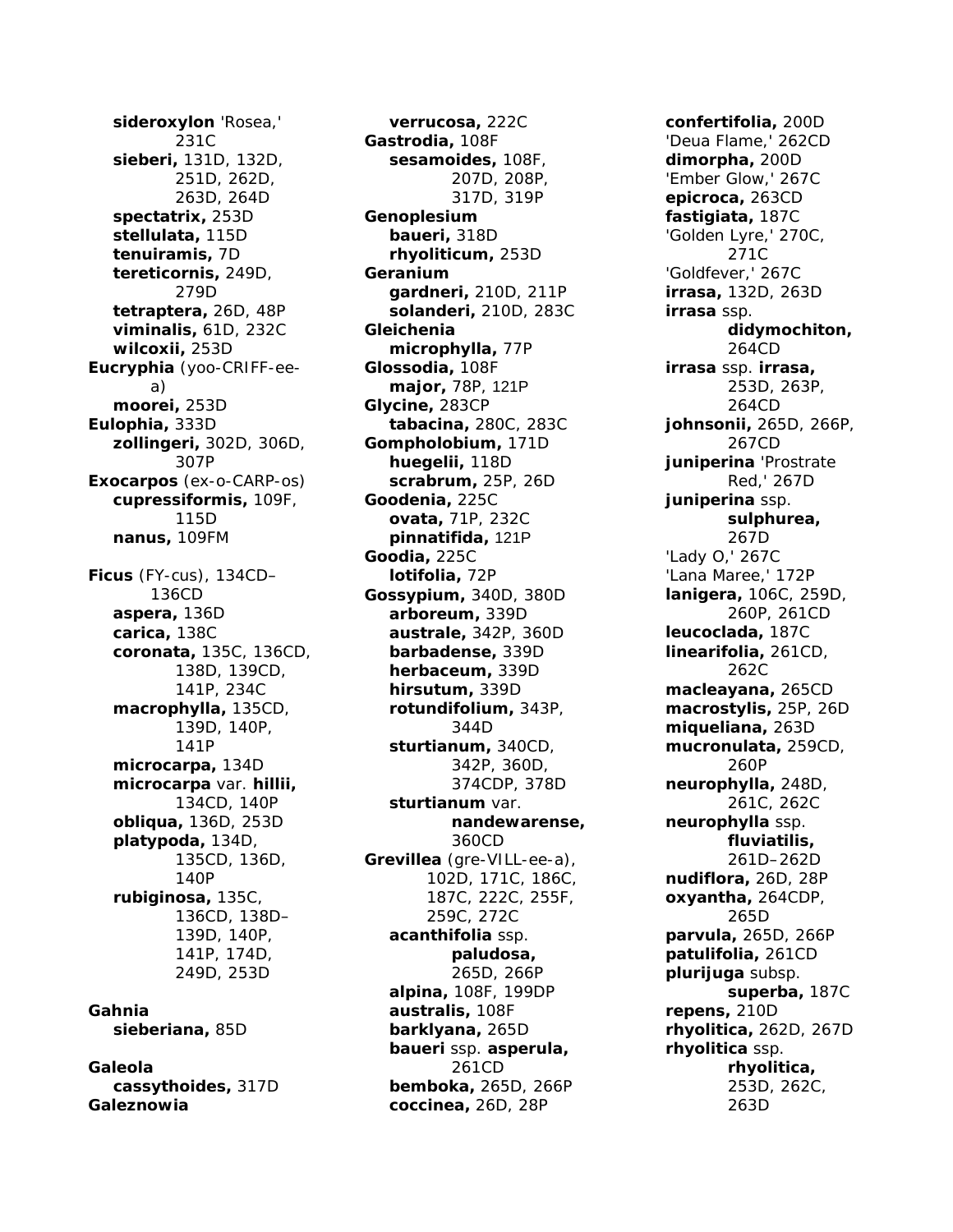**sideroxylon** 'Rosea,' 231C
**sieberi,** 131D, 132D, 251D, 262D, 263D, 264D
**spectatrix,** 253D
**stellulata,** 115D
**tenuiramis,** 7D
**tereticornis,** 249D, 279D
**tetraptera,** 26D, 48P
**viminalis,** 61D, 232C
**wilcoxii,** 253D

**Eucryphia** (yoo-CRIFF-ee-a)
**moorei,** 253D

**Eulophia,** 333D
**zollingeri,** 302D, 306D, 307P

**Exocarpos** (ex-o-CARP-os)
**cupressiformis,** 109F, 115D
**nanus,** 109FM

**Ficus** (FY-cus), 134CD–136CD
**aspera,** 136D
**carica,** 138C
**coronata,** 135C, 136CD, 138D, 139CD, 141P, 234C
**macrophylla,** 135CD, 139D, 140P, 141P
**microcarpa,** 134D
**microcarpa** var. **hillii,** 134CD, 140P
**obliqua,** 136D, 253D
**platypoda,** 134D, 135CD, 136D, 140P
**rubiginosa,** 135C, 136CD, 138D–139D, 140P, 141P, 174D, 249D, 253D

**Gahnia**
**sieberiana,** 85D

**Galeola**
**cassythoides,** 317D

**Galeznowia**
**verrucosa,** 222C

**Gastrodia,** 108F
**sesamoides,** 108F, 207D, 208P, 317D, 319P

**Genoplesium**
**baueri,** 318D
**rhyoliticum,** 253D

**Geranium**
**gardneri,** 210D, 211P
**solanderi,** 210D, 283C

**Gleichenia**
**microphylla,** 77P

**Glossodia,** 108F
**major,** 78P, 121P

**Glycine,** 283CP
**tabacina,** 280C, 283C

**Gompholobium,** 171D
**huegelii,** 118D
**scrabrum,** 25P, 26D

**Goodenia,** 225C
**ovata,** 71P, 232C
**pinnatifida,** 121P

**Goodia,** 225C
**lotifolia,** 72P

**Gossypium,** 340D, 380D
**arboreum,** 339D
**australe,** 342P, 360D
**barbadense,** 339D
**herbaceum,** 339D
**hirsutum,** 339D
**rotundifolium,** 343P, 344D
**sturtianum,** 340CD, 342P, 360D, 374CDP, 378D
**sturtianum** var. **nandewarense,** 360CD

**Grevillea** (gre-VILL-ee-a), 102D, 171C, 186C, 187C, 222C, 255F, 259C, 272C
**acanthifolia** ssp. **paludosa,** 265D, 266P
**alpina,** 108F, 199DP
**australis,** 108F
**barklyana,** 265D
**baueri** ssp. **asperula,** 261CD
**bemboka,** 265D, 266P
**coccinea,** 26D, 28P
**confertifolia,** 200D
'Deua Flame,' 262CD
**dimorpha,** 200D
'Ember Glow,' 267C
**epicroca,** 263CD
**fastigiata,** 187C
'Golden Lyre,' 270C, 271C
'Goldfever,' 267C
**irrasa,** 132D, 263D
**irrasa** ssp. **didymochiton,** 264CD
**irrasa** ssp. **irrasa,** 253D, 263P, 264CD
**johnsonii,** 265D, 266P, 267CD
**juniperina** 'Prostrate Red,' 267D
**juniperina** ssp. **sulphurea,** 267D
'Lady O,' 267C
'Lana Maree,' 172P
**lanigera,** 106C, 259D, 260P, 261CD
**leucoclada,** 187C
**linearifolia,** 261CD, 262C
**macleayana,** 265CD
**macrostylis,** 25P, 26D
**miqueliana,** 263D
**mucronulata,** 259CD, 260P
**neurophylla,** 248D, 261C, 262C
**neurophylla** ssp. **fluviatilis,** 261D–262D
**nudiflora,** 26D, 28P
**oxyantha,** 264CDP, 265D
**parvula,** 265D, 266P
**patulifolia,** 261CD
**plurijuga** subsp. **superba,** 187C
**repens,** 210D
**rhyolitica,** 262D, 267D
**rhyolitica** ssp. **rhyolitica,** 253D, 262C, 263D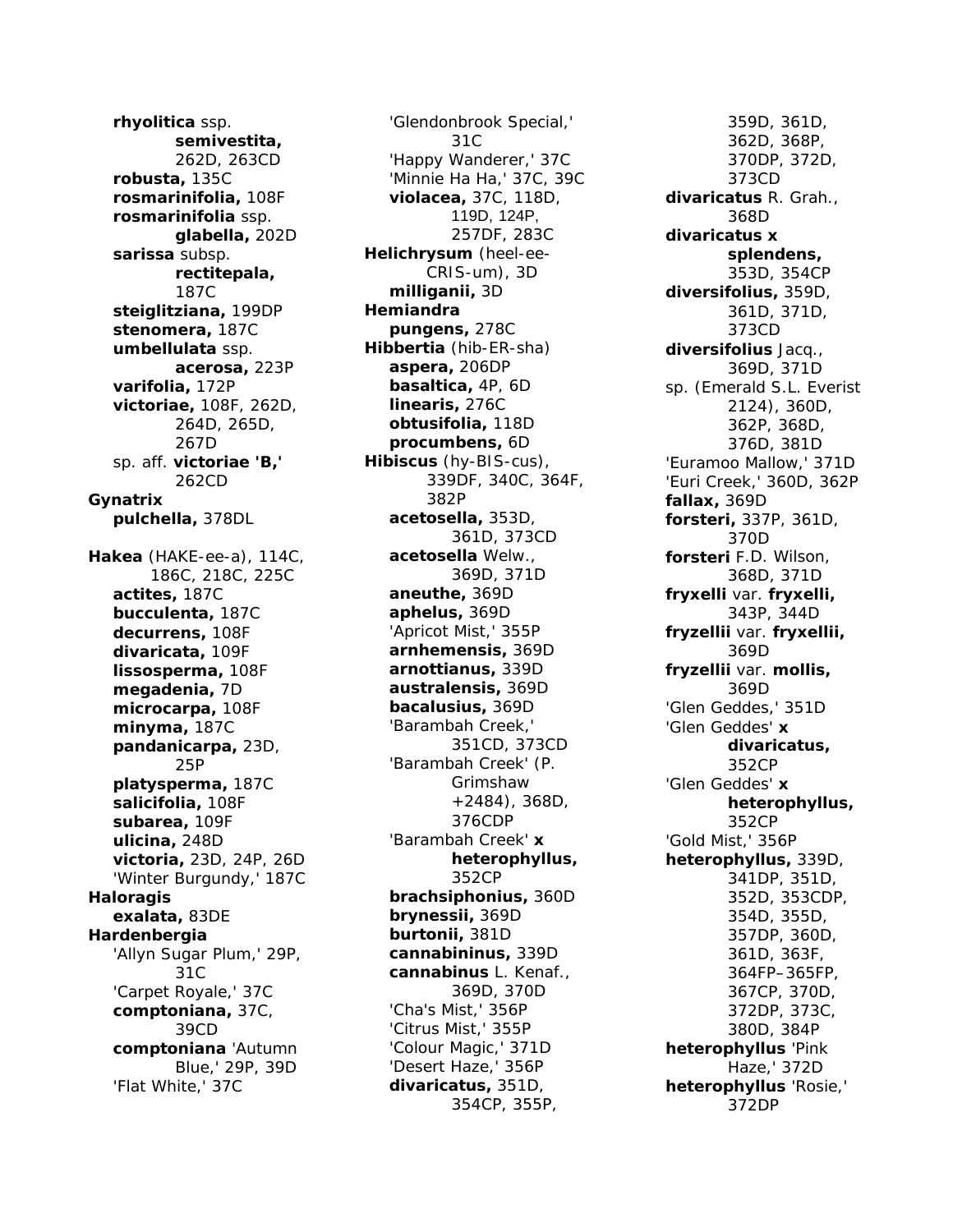**rhyolitica** ssp. **semivestita,** 262D, 263CD
**robusta,** 135C
**rosmarinifolia,** 108F
**rosmarinifolia** ssp. **glabella,** 202D
**sarissa** subsp. **rectitepala,** 187C
**steiglitziana,** 199DP
**stenomera,** 187C
**umbellulata** ssp. **acerosa,** 223P
**varifolia,** 172P
**victoriae,** 108F, 262D, 264D, 265D, 267D
sp. aff. **victoriae 'B,'** 262CD

**Gynatrix**
**pulchella,** 378DL

**Hakea** (HAKE-ee-a), 114C, 186C, 218C, 225C
**actites,** 187C
**bucculenta,** 187C
**decurrens,** 108F
**divaricata,** 109F
**lissosperma,** 108F
**megadenia,** 7D
**microcarpa,** 108F
**minyma,** 187C
**pandanicarpa,** 23D, 25P
**platysperma,** 187C
**salicifolia,** 108F
**subarea,** 109F
**ulicina,** 248D
**victoria,** 23D, 24P, 26D
'Winter Burgundy,' 187C

**Haloragis**
**exalata,** 83DE

**Hardenbergia**
'Allyn Sugar Plum,' 29P, 31C
'Carpet Royale,' 37C
**comptoniana,** 37C, 39CD
**comptoniana** 'Autumn Blue,' 29P, 39D
'Flat White,' 37C
'Glendonbrook Special,' 31C
'Happy Wanderer,' 37C
'Minnie Ha Ha,' 37C, 39C
**violacea,** 37C, 118D, 119D, 124P, 257DF, 283C

**Helichrysum** (heel-ee-CRIS-um), 3D
**milliganii,** 3D

**Hemiandra**
**pungens,** 278C

**Hibbertia** (hib-ER-sha)
**aspera,** 206DP
**basaltica,** 4P, 6D
**linearis,** 276C
**obtusifolia,** 118D
**procumbens,** 6D

**Hibiscus** (hy-BIS-cus), 339DF, 340C, 364F, 382P
**acetosella,** 353D, 361D, 373CD
**acetosella** Welw., 369D, 371D
**aneuthe,** 369D
**aphelus,** 369D
'Apricot Mist,' 355P
**arnhemensis,** 369D
**arnottianus,** 339D
**australensis,** 369D
**bacalusius,** 369D
'Barambah Creek,' 351CD, 373CD
'Barambah Creek' (P. Grimshaw +2484), 368D, 376CDP
'Barambah Creek' **x heterophyllus,** 352CP
**brachsiphonius,** 360D
**brynessii,** 369D
**burtonii,** 381D
**cannabininus,** 339D
**cannabinus** L. Kenaf., 369D, 370D
'Cha's Mist,' 356P
'Citrus Mist,' 355P
'Colour Magic,' 371D
'Desert Haze,' 356P
**divaricatus,** 351D, 354CP, 355P, 359D, 361D, 362D, 368P, 370DP, 372D, 373CD
**divaricatus** R. Grah., 368D
**divaricatus x splendens,** 353D, 354CP
**diversifolius,** 359D, 361D, 371D, 373CD
**diversifolius** Jacq., 369D, 371D
sp. (Emerald S.L. Everist 2124), 360D, 362P, 368D, 376D, 381D
'Euramoo Mallow,' 371D
'Euri Creek,' 360D, 362P
**fallax,** 369D
**forsteri,** 337P, 361D, 370D
**forsteri** F.D. Wilson, 368D, 371D
**fryxelli** var. **fryxelli,** 343P, 344D
**fryzellii** var. **fryxellii,** 369D
**fryzellii** var. **mollis,** 369D
'Glen Geddes,' 351D
'Glen Geddes' **x divaricatus,** 352CP
'Glen Geddes' **x heterophyllus,** 352CP
'Gold Mist,' 356P
**heterophyllus,** 339D, 341DP, 351D, 352D, 353CDP, 354D, 355D, 357DP, 360D, 361D, 363F, 364FP–365FP, 367CP, 370D, 372DP, 373C, 380D, 384P
**heterophyllus** 'Pink Haze,' 372D
**heterophyllus** 'Rosie,' 372DP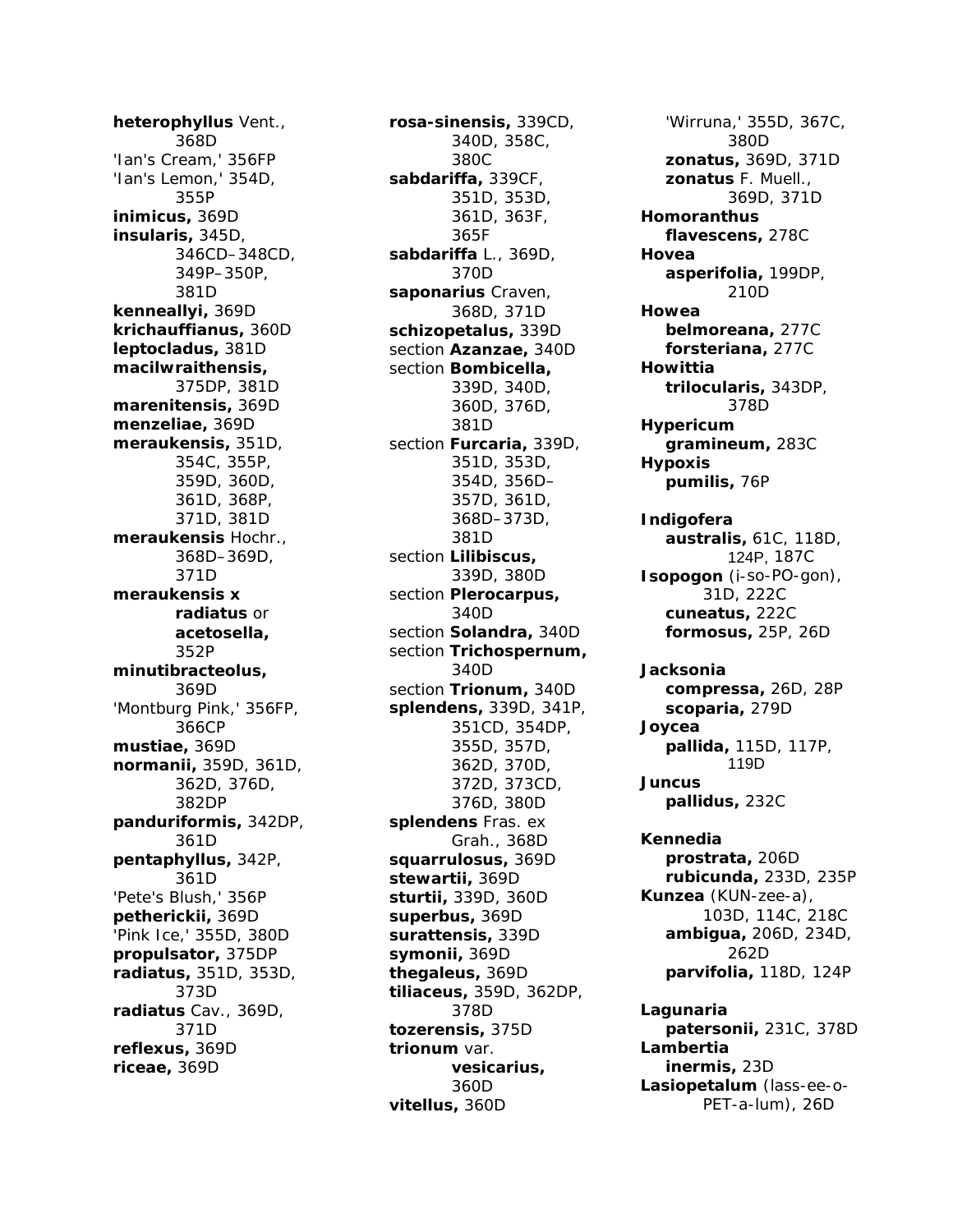**heterophyllus** Vent., 368D
'Ian's Cream,' 356FP
'Ian's Lemon,' 354D, 355P
**inimicus,** 369D
**insularis,** 345D, 346CD–348CD, 349P–350P, 381D
**kenneallyi,** 369D
**krichauffianus,** 360D
**leptocladus,** 381D
**macilwraithensis,** 375DP, 381D
**marenitensis,** 369D
**menzeliae,** 369D
**meraukensis,** 351D, 354C, 355P, 359D, 360D, 361D, 368P, 371D, 381D
**meraukensis** Hochr., 368D–369D, 371D
**meraukensis x radiatus** or **acetosella,** 352P
**minutibracteolus,** 369D
'Montburg Pink,' 356FP, 366CP
**mustiae,** 369D
**normanii,** 359D, 361D, 362D, 376D, 382DP
**panduriformis,** 342DP, 361D
**pentaphyllus,** 342P, 361D
'Pete's Blush,' 356P
**petherickii,** 369D
'Pink Ice,' 355D, 380D
**propulsator,** 375DP
**radiatus,** 351D, 353D, 373D
**radiatus** Cav., 369D, 371D
**reflexus,** 369D
**riceae,** 369D
**rosa-sinensis,** 339CD, 340D, 358C, 380C
**sabdariffa,** 339CF, 351D, 353D, 361D, 363F, 365F
**sabdariffa** L., 369D, 370D
**saponarius** Craven, 368D, 371D
**schizopetalus,** 339D
section **Azanzae,** 340D
section **Bombicella,** 339D, 340D, 360D, 376D, 381D
section **Furcaria,** 339D, 351D, 353D, 354D, 356D–357D, 361D, 368D–373D, 381D
section **Lilibiscus,** 339D, 380D
section **Plerocarpus,** 340D
section **Solandra,** 340D
section **Trichospernum,** 340D
section **Trionum,** 340D
**splendens,** 339D, 341P, 351CD, 354DP, 355D, 357D, 362D, 370D, 372D, 373CD, 376D, 380D
**splendens** Fras. ex Grah., 368D
**squarrulosus,** 369D
**stewartii,** 369D
**sturtii,** 339D, 360D
**superbus,** 369D
**surattensis,** 339D
**symonii,** 369D
**thegaleus,** 369D
**tiliaceus,** 359D, 362DP, 378D
**tozerensis,** 375D
**trionum** var. **vesicarius,** 360D
**vitellus,** 360D
'Wirruna,' 355D, 367C, 380D
**zonatus,** 369D, 371D
**zonatus** F. Muell., 369D, 371D

**Homoranthus**
**flavescens,** 278C

**Hovea**
**asperifolia,** 199DP, 210D

**Howea**
**belmoreana,** 277C
**forsteriana,** 277C

**Howittia**
**trilocularis,** 343DP, 378D

**Hypericum**
**gramineum,** 283C

**Hypoxis**
**pumilis,** 76P

**Indigofera**
**australis,** 61C, 118D, 124P, 187C

**Isopogon** (i-so-PO-gon), 31D, 222C
**cuneatus,** 222C
**formosus,** 25P, 26D

**Jacksonia**
**compressa,** 26D, 28P
**scoparia,** 279D

**Joycea**
**pallida,** 115D, 117P, 119D

**Juncus**
**pallidus,** 232C

**Kennedia**
**prostrata,** 206D
**rubicunda,** 233D, 235P

**Kunzea** (KUN-zee-a), 103D, 114C, 218C
**ambigua,** 206D, 234D, 262D
**parvifolia,** 118D, 124P

**Lagunaria**
**patersonii,** 231C, 378D

**Lambertia**
**inermis,** 23D

**Lasiopetalum** (lass-ee-o-PET-a-lum), 26D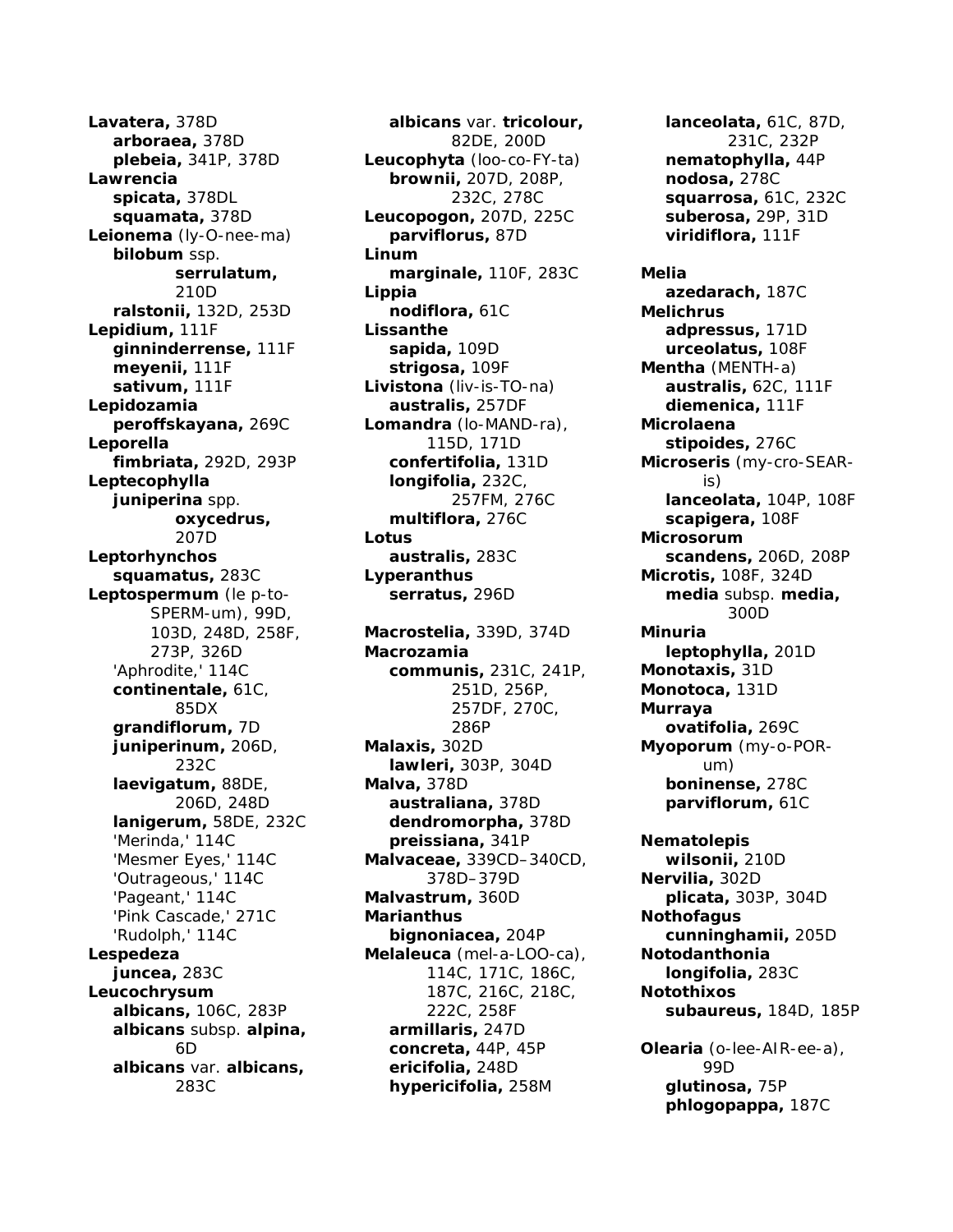**Lavatera,** 378D
  **arboraea,** 378D
  **plebeia,** 341P, 378D
**Lawrencia**
  **spicata,** 378DL
  **squamata,** 378D
**Leionema** (ly-O-nee-ma)
  **bilobum** ssp. **serrulatum,** 210D
  **ralstonii,** 132D, 253D
**Lepidium,** 111F
  **ginninderrense,** 111F
  **meyenii,** 111F
  **sativum,** 111F
**Lepidozamia**
  **peroffskayana,** 269C
**Leporella**
  **fimbriata,** 292D, 293P
**Leptecophylla**
  **juniperina** spp. **oxycedrus,** 207D
**Leptorhynchos**
  **squamatus,** 283C
**Leptospermum** (le p-to-SPERM-um), 99D, 103D, 248D, 258F, 273P, 326D
  'Aphrodite,' 114C
  **continentale,** 61C, 85DX
  **grandiflorum,** 7D
  **juniperinum,** 206D, 232C
  **laevigatum,** 88DE, 206D, 248D
  **lanigerum,** 58DE, 232C
  'Merinda,' 114C
  'Mesmer Eyes,' 114C
  'Outrageous,' 114C
  'Pageant,' 114C
  'Pink Cascade,' 271C
  'Rudolph,' 114C
**Lespedeza**
  **juncea,** 283C
**Leucochrysum**
  **albicans,** 106C, 283P
  **albicans** subsp. **alpina,** 6D
  **albicans** var. **albicans,** 283C
  **albicans** var. **tricolour,** 82DE, 200D
**Leucophyta** (loo-co-FY-ta)
  **brownii,** 207D, 208P, 232C, 278C
**Leucopogon,** 207D, 225C
  **parviflorus,** 87D
**Linum**
  **marginale,** 110F, 283C
**Lippia**
  **nodiflora,** 61C
**Lissanthe**
  **sapida,** 109D
  **strigosa,** 109F
**Livistona** (liv-is-TO-na)
  **australis,** 257DF
**Lomandra** (lo-MAND-ra), 115D, 171D
  **confertifolia,** 131D
  **longifolia,** 232C, 257FM, 276C
  **multiflora,** 276C
**Lotus**
  **australis,** 283C
**Lyperanthus**
  **serratus,** 296D

**Macrostelia,** 339D, 374D
**Macrozamia**
  **communis,** 231C, 241P, 251D, 256P, 257DF, 270C, 286P
**Malaxis,** 302D
  **lawleri,** 303P, 304D
**Malva,** 378D
  **australiana,** 378D
  **dendromorpha,** 378D
  **preissiana,** 341P
**Malvaceae,** 339CD–340CD, 378D–379D
**Malvastrum,** 360D
**Marianthus**
  **bignoniacea,** 204P
**Melaleuca** (mel-a-LOO-ca), 114C, 171C, 186C, 187C, 216C, 218C, 222C, 258F
  **armillaris,** 247D
  **concreta,** 44P, 45P
  **ericifolia,** 248D
  **hypericifolia,** 258M
  **lanceolata,** 61C, 87D, 231C, 232P
  **nematophylla,** 44P
  **nodosa,** 278C
  **squarrosa,** 61C, 232C
  **suberosa,** 29P, 31D
  **viridiflora,** 111F

**Melia**
  **azedarach,** 187C
**Melichrus**
  **adpressus,** 171D
  **urceolatus,** 108F
**Mentha** (MENTH-a)
  **australis,** 62C, 111F
  **diemenica,** 111F
**Microlaena**
  **stipoides,** 276C
**Microseris** (my-cro-SEAR-is)
  **lanceolata,** 104P, 108F
  **scapigera,** 108F
**Microsorum**
  **scandens,** 206D, 208P
**Microtis,** 108F, 324D
  **media** subsp. **media,** 300D
**Minuria**
  **leptophylla,** 201D
**Monotaxis,** 31D
**Monotoca,** 131D
**Murraya**
  **ovatifolia,** 269C
**Myoporum** (my-o-POR-um)
  **boninense,** 278C
  **parviflorum,** 61C

**Nematolepis**
  **wilsonii,** 210D
**Nervilia,** 302D
  **plicata,** 303P, 304D
**Nothofagus**
  **cunninghamii,** 205D
**Notodanthonia**
  **longifolia,** 283C
**Notothixos**
  **subaureus,** 184D, 185P

**Olearia** (o-lee-AIR-ee-a), 99D
  **glutinosa,** 75P
  **phlogopappa,** 187C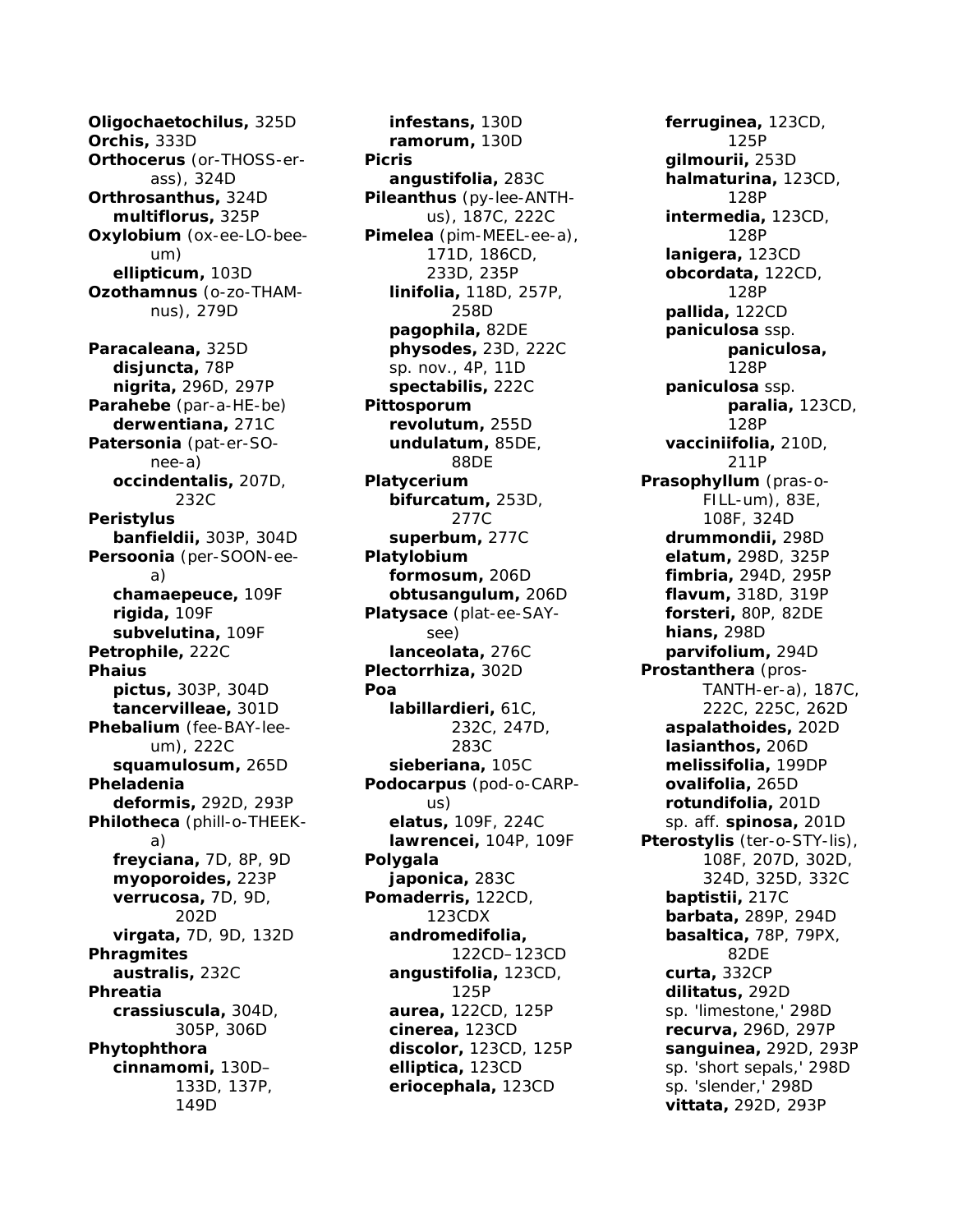**Oligochaetochilus,** 325D
**Orchis,** 333D
**Orthocerus** (or-THOSS-er-ass), 324D
**Orthrosanthus,** 324D
  **multiflorus,** 325P
**Oxylobium** (ox-ee-LO-bee-um)
  **ellipticum,** 103D
**Ozothamnus** (o-zo-THAM-nus), 279D

**Paracaleana,** 325D
  **disjuncta,** 78P
  **nigrita,** 296D, 297P
**Parahebe** (par-a-HE-be)
  **derwentiana,** 271C
**Patersonia** (pat-er-SO-nee-a)
  **occindentalis,** 207D, 232C
**Peristylus**
  **banfieldii,** 303P, 304D
**Persoonia** (per-SOON-ee-a)
  **chamaepeuce,** 109F
  **rigida,** 109F
  **subvelutina,** 109F
**Petrophile,** 222C
**Phaius**
  **pictus,** 303P, 304D
  **tancervilleae,** 301D
**Phebalium** (fee-BAY-lee-um), 222C
  **squamulosum,** 265D
**Pheladenia**
  **deformis,** 292D, 293P
**Philotheca** (phill-o-THEEK-a)
  **freyciana,** 7D, 8P, 9D
  **myoporoides,** 223P
  **verrucosa,** 7D, 9D, 202D
  **virgata,** 7D, 9D, 132D
**Phragmites**
  **australis,** 232C
**Phreatia**
  **crassiuscula,** 304D, 305P, 306D
**Phytophthora**
  **cinnamomi,** 130D–133D, 137P, 149D
  **infestans,** 130D
  **ramorum,** 130D
**Picris**
  **angustifolia,** 283C
**Pileanthus** (py-lee-ANTH-us), 187C, 222C
**Pimelea** (pim-MEEL-ee-a), 171D, 186CD, 233D, 235P
  **linifolia,** 118D, 257P, 258D
  **pagophila,** 82DE
  **physodes,** 23D, 222C
  sp. nov., 4P, 11D
  **spectabilis,** 222C
**Pittosporum**
  **revolutum,** 255D
  **undulatum,** 85DE, 88DE
**Platycerium**
  **bifurcatum,** 253D, 277C
  **superbum,** 277C
**Platylobium**
  **formosum,** 206D
  **obtusangulum,** 206D
**Platysace** (plat-ee-SAY-see)
  **lanceolata,** 276C
**Plectorrhiza,** 302D
**Poa**
  **labillardieri,** 61C, 232C, 247D, 283C
  **sieberiana,** 105C
**Podocarpus** (pod-o-CARP-us)
  **elatus,** 109F, 224C
  **lawrencei,** 104P, 109F
**Polygala**
  **japonica,** 283C
**Pomaderris,** 122CD, 123CDX
  **andromedifolia,** 122CD–123CD
  **angustifolia,** 123CD, 125P
  **aurea,** 122CD, 125P
  **cinerea,** 123CD
  **discolor,** 123CD, 125P
  **elliptica,** 123CD
  **eriocephala,** 123CD
  **ferruginea,** 123CD, 125P
  **gilmourii,** 253D
  **halmaturina,** 123CD, 128P
  **intermedia,** 123CD, 128P
  **lanigera,** 123CD
  **obcordata,** 122CD, 128P
  **pallida,** 122CD
  **paniculosa** ssp. **paniculosa,** 128P
  **paniculosa** ssp. **paralia,** 123CD, 128P
  **vacciniifolia,** 210D, 211P
**Prasophyllum** (pras-o-FILL-um), 83E, 108F, 324D
  **drummondii,** 298D
  **elatum,** 298D, 325P
  **fimbria,** 294D, 295P
  **flavum,** 318D, 319P
  **forsteri,** 80P, 82DE
  **hians,** 298D
  **parvifolium,** 294D
**Prostanthera** (pros-TANTH-er-a), 187C, 222C, 225C, 262D
  **aspalathoides,** 202D
  **lasianthos,** 206D
  **melissifolia,** 199DP
  **ovalifolia,** 265D
  **rotundifolia,** 201D
  sp. aff. **spinosa,** 201D
**Pterostylis** (ter-o-STY-lis), 108F, 207D, 302D, 324D, 325D, 332C
  **baptistii,** 217C
  **barbata,** 289P, 294D
  **basaltica,** 78P, 79PX, 82DE
  **curta,** 332CP
  **dilitatus,** 292D
  sp. 'limestone,' 298D
  **recurva,** 296D, 297P
  **sanguinea,** 292D, 293P
  sp. 'short sepals,' 298D
  sp. 'slender,' 298D
  **vittata,** 292D, 293P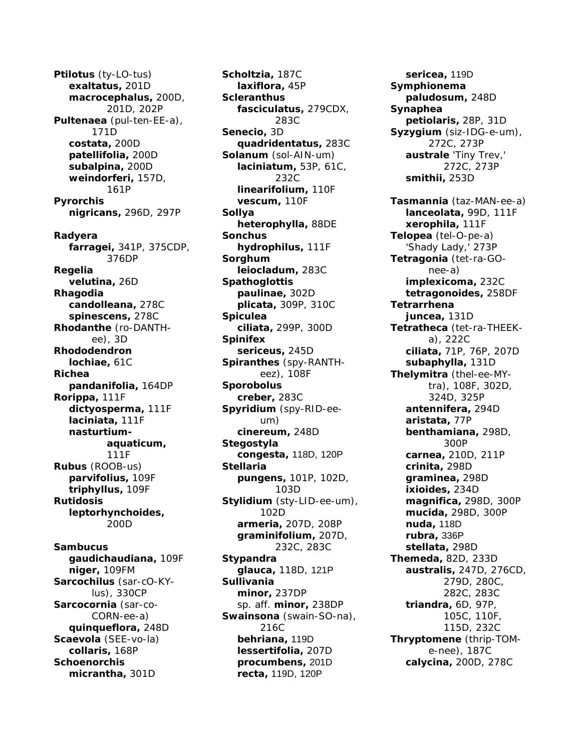**Ptilotus** (ty-LO-tus)
**exaltatus,** 201D
**macrocephalus,** 200D, 201D, 202P
**Pultenaea** (pul-ten-EE-a), 171D
**costata,** 200D
**patellifolia,** 200D
**subalpina,** 200D
**weindorferi,** 157D, 161P
**Pyrorchis**
**nigricans,** 296D, 297P

**Radyera**
**farragei,** 341P, 375CDP, 376DP
**Regelia**
**velutina,** 26D
**Rhagodia**
**candolleana,** 278C
**spinescens,** 278C
**Rhodanthe** (ro-DANTH-ee), 3D
**Rhododendron**
**lochiae,** 61C
**Richea**
**pandanifolia,** 164DP
**Rorippa,** 111F
**dictyosperma,** 111F
**laciniata,** 111F
**nasturtium-aquaticum,** 111F
**Rubus** (ROOB-us)
**parvifolius,** 109F
**triphyllus,** 109F
**Rutidosis**
**leptorhynchoides,** 200D

**Sambucus**
**gaudichaudiana,** 109F
**niger,** 109FM
**Sarcochilus** (sar-cO-KY-lus), 330CP
**Sarcocornia** (sar-co-CORN-ee-a)
**quinqueflora,** 248D
**Scaevola** (SEE-vo-la)
**collaris,** 168P
**Schoenorchis**
**micrantha,** 301D
**Scholtzia,** 187C
**laxiflora,** 45P
**Scleranthus**
**fasciculatus,** 279CDX, 283C
**Senecio,** 3D
**quadridentatus,** 283C
**Solanum** (sol-AIN-um)
**laciniatum,** 53P, 61C, 232C
**linearifolium,** 110F
**vescum,** 110F
**Sollya**
**heterophylla,** 88DE
**Sonchus**
**hydrophilus,** 111F
**Sorghum**
**leiocladum,** 283C
**Spathoglottis**
**paulinae,** 302D
**plicata,** 309P, 310C
**Spiculea**
**ciliata,** 299P, 300D
**Spinifex**
**sericeus,** 245D
**Spiranthes** (spy-RANTH-eez), 108F
**Sporobolus**
**creber,** 283C
**Spyridium** (spy-RID-ee-um)
**cinereum,** 248D
**Stegostyla**
**congesta,** 118D, 120P
**Stellaria**
**pungens,** 101P, 102D, 103D
**Stylidium** (sty-LID-ee-um), 102D
**armeria,** 207D, 208P
**graminifolium,** 207D, 232C, 283C
**Stypandra**
**glauca,** 118D, 121P
**Sullivania**
**minor,** 237DP
sp. aff. **minor,** 238DP
**Swainsona** (swain-SO-na), 216C
**behriana,** 119D
**lessertifolia,** 207D
**procumbens,** 201D
**recta,** 119D, 120P
**sericea,** 119D
**Symphionema**
**paludosum,** 248D
**Synaphea**
**petiolaris,** 28P, 31D
**Syzygium** (siz-IDG-e-um), 272C, 273P
**australe** 'Tiny Trev,' 272C, 273P
**smithii,** 253D

**Tasmannia** (taz-MAN-ee-a)
**lanceolata,** 99D, 111F
**xerophila,** 111F
**Telopea** (tel-O-pe-a)
'Shady Lady,' 273P
**Tetragonia** (tet-ra-GO-nee-a)
**implexicoma,** 232C
**tetragonoides,** 258DF
**Tetrarrhena**
**juncea,** 131D
**Tetratheca** (tet-ra-THEEK-a), 222C
**ciliata,** 71P, 76P, 207D
**subaphylla,** 131D
**Thelymitra** (thel-ee-MY-tra), 108F, 302D, 324D, 325P
**antennifera,** 294D
**aristata,** 77P
**benthamiana,** 298D, 300P
**carnea,** 210D, 211P
**crinita,** 298D
**graminea,** 298D
**ixioides,** 234D
**magnifica,** 298D, 300P
**mucida,** 298D, 300P
**nuda,** 118D
**rubra,** 336P
**stellata,** 298D
**Themeda,** 82D, 233D
**australis,** 247D, 276CD, 279D, 280C, 282C, 283C
**triandra,** 6D, 97P, 105C, 110F, 115D, 232C
**Thryptomene** (thrip-TOM-e-nee), 187C
**calycina,** 200D, 278C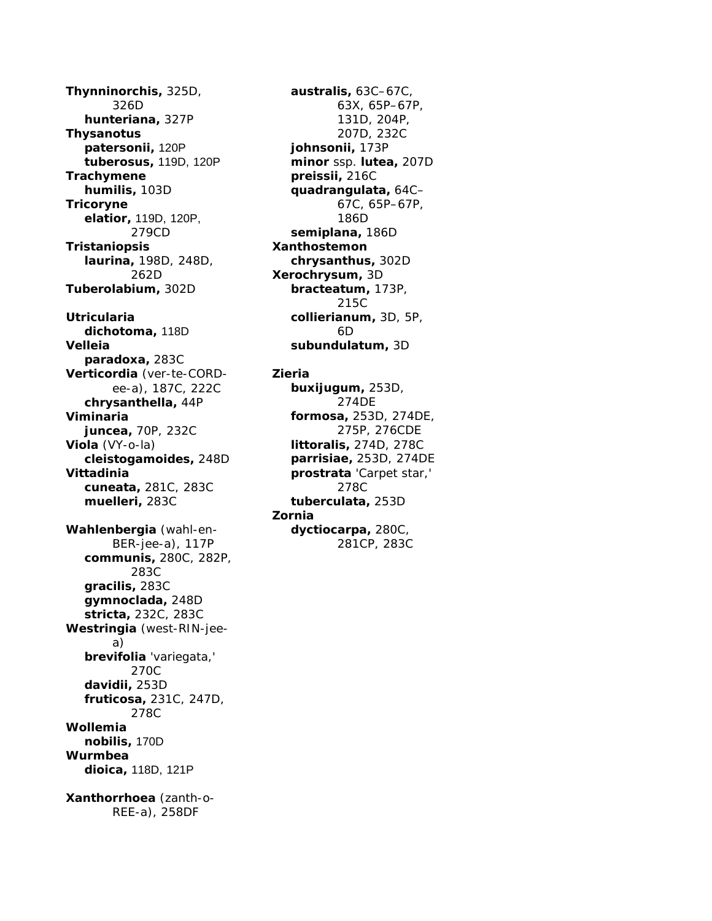**Thynninorchis,** 325D, 326D
  **hunteriana,** 327P
**Thysanotus**
  **patersonii,** 120P
  **tuberosus,** 119D, 120P
**Trachymene**
  **humilis,** 103D
**Tricoryne**
  **elatior,** 119D, 120P, 279CD
**Tristaniopsis**
  **laurina,** 198D, 248D, 262D
**Tuberolabium,** 302D

**Utricularia**
  **dichotoma,** 118D
**Velleia**
  **paradoxa,** 283C
**Verticordia** (ver-te-CORD-ee-a), 187C, 222C
  **chrysanthella,** 44P
**Viminaria**
  **juncea,** 70P, 232C
**Viola** (VY-o-la)
  **cleistogamoides,** 248D
**Vittadinia**
  **cuneata,** 281C, 283C
  **muelleri,** 283C

**Wahlenbergia** (wahl-en-BER-jee-a), 117P
  **communis,** 280C, 282P, 283C
  **gracilis,** 283C
  **gymnoclada,** 248D
  **stricta,** 232C, 283C
**Westringia** (west-RIN-jee-a)
  **brevifolia** 'variegata,' 270C
  **davidii,** 253D
  **fruticosa,** 231C, 247D, 278C
**Wollemia**
  **nobilis,** 170D
**Wurmbea**
  **dioica,** 118D, 121P

**Xanthorrhoea** (zanth-o-REE-a), 258DF
  **australis,** 63C–67C, 63X, 65P–67P, 131D, 204P, 207D, 232C
  **johnsonii,** 173P
  **minor** ssp. **lutea,** 207D
  **preissii,** 216C
  **quadrangulata,** 64C–67C, 65P–67P, 186D
  **semiplana,** 186D
**Xanthostemon**
  **chrysanthus,** 302D
**Xerochrysum,** 3D
  **bracteatum,** 173P, 215C
  **collierianum,** 3D, 5P, 6D
  **subundulatum,** 3D

**Zieria**
  **buxijugum,** 253D, 274DE
  **formosa,** 253D, 274DE, 275P, 276CDE
  **littoralis,** 274D, 278C
  **parrisiae,** 253D, 274DE
  **prostrata** 'Carpet star,' 278C
  **tuberculata,** 253D
**Zornia**
  **dyctiocarpa,** 280C, 281CP, 283C